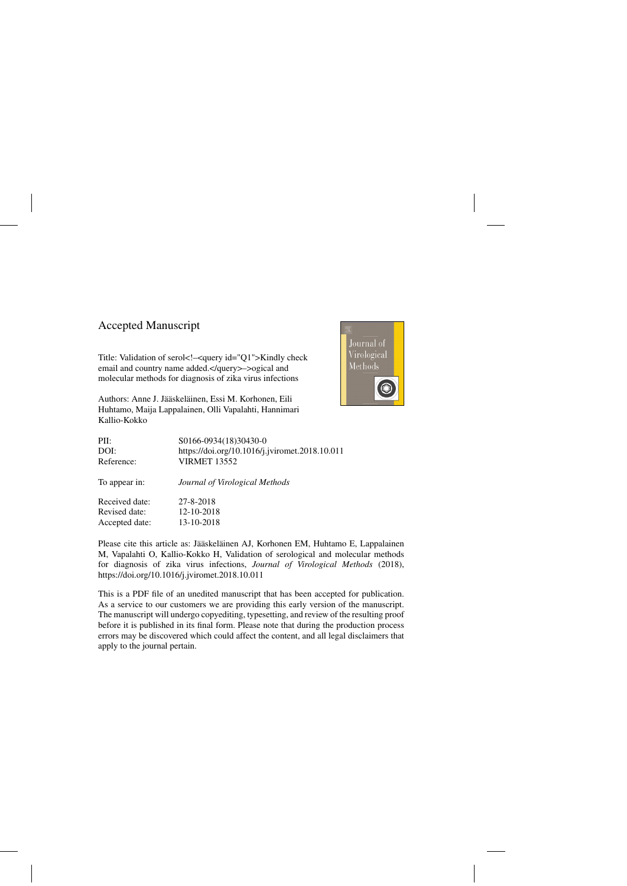Accepted Manuscript

Title: Validation of serol<!–<query id="Q1">Kindly check email and country name added.</query>–>ogical and molecular methods for diagnosis of zika virus infections

Authors: Anne J. Jääskeläinen, Essi M. Korhonen, Eili Huhtamo, Maija Lappalainen, Olli Vapalahti, Hannimari Kallio-Kokko

| | |
|---|---|
| PII: | S0166-0934(18)30430-0 |
| DOI: | https://doi.org/10.1016/j.jviromet.2018.10.011 |
| Reference: | VIRMET 13552 |
| To appear in: | *Journal of Virological Methods* |
| Received date: | 27-8-2018 |
| Revised date: | 12-10-2018 |
| Accepted date: | 13-10-2018 |

Please cite this article as: Jääskeläinen AJ, Korhonen EM, Huhtamo E, Lappalainen M, Vapalahti O, Kallio-Kokko H, Validation of serological and molecular methods for diagnosis of zika virus infections, *Journal of Virological Methods* (2018), https://doi.org/10.1016/j.jviromet.2018.10.011

This is a PDF file of an unedited manuscript that has been accepted for publication. As a service to our customers we are providing this early version of the manuscript. The manuscript will undergo copyediting, typesetting, and review of the resulting proof before it is published in its final form. Please note that during the production process errors may be discovered which could affect the content, and all legal disclaimers that apply to the journal pertain.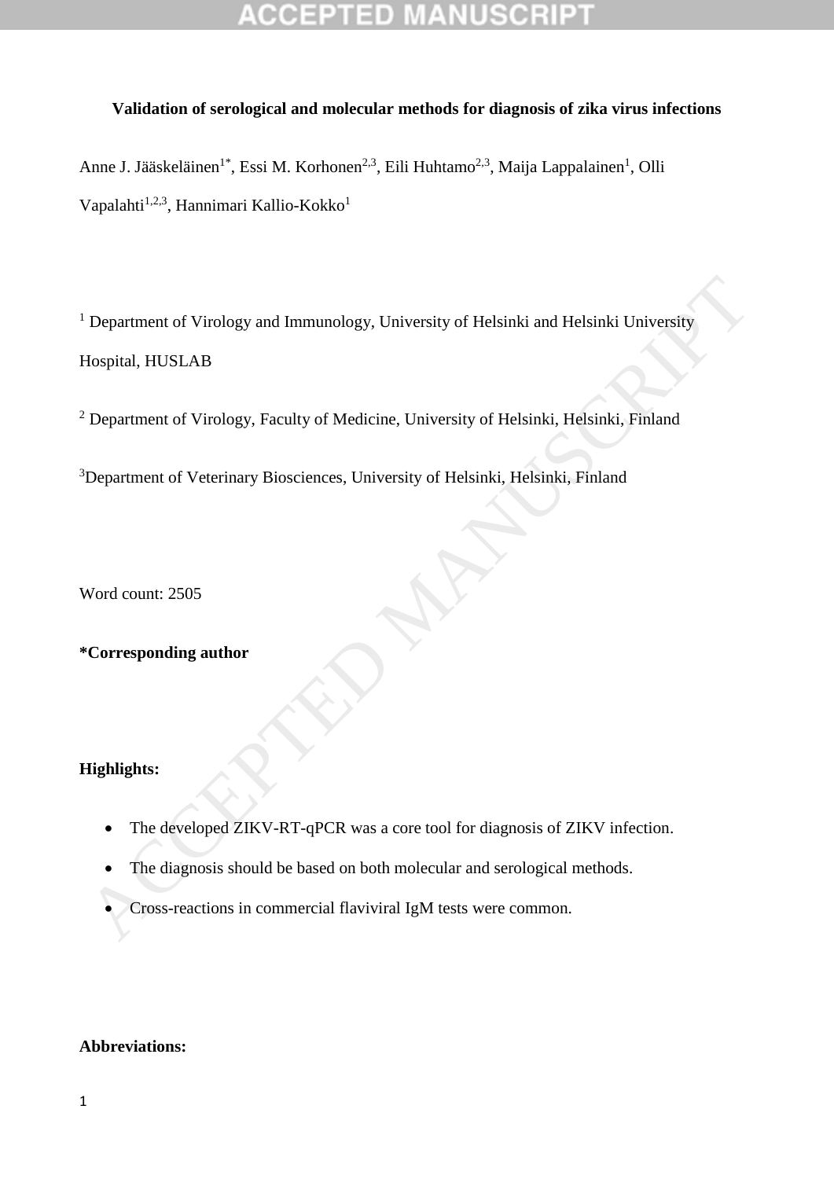**Validation of serological and molecular methods for diagnosis of zika virus infections**

Anne J. Jääskeläinen[1*], Essi M. Korhonen[2,3], Eili Huhtamo[2,3], Maija Lappalainen[1], Olli Vapalahti[1,2,3], Hannimari Kallio-Kokko[1]

[1] Department of Virology and Immunology, University of Helsinki and Helsinki University Hospital, HUSLAB

[2] Department of Virology, Faculty of Medicine, University of Helsinki, Helsinki, Finland

[3] Department of Veterinary Biosciences, University of Helsinki, Helsinki, Finland

Word count: 2505

**\*Corresponding author**

**Highlights:**

- The developed ZIKV-RT-qPCR was a core tool for diagnosis of ZIKV infection.
- The diagnosis should be based on both molecular and serological methods.
- Cross-reactions in commercial flaviviral IgM tests were common.

**Abbreviations:**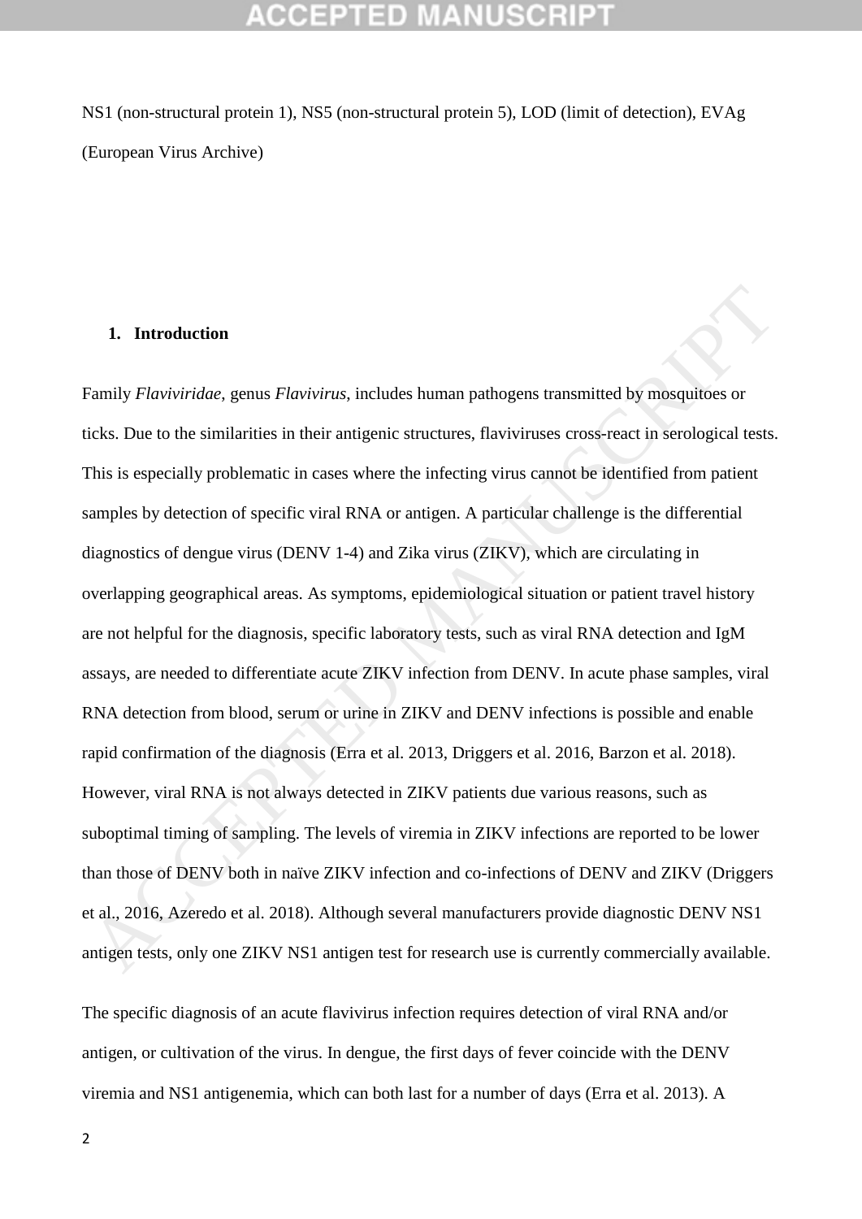NS1 (non-structural protein 1), NS5 (non-structural protein 5), LOD (limit of detection), EVAg (European Virus Archive)

## 1. Introduction

Family *Flaviviridae*, genus *Flavivirus*, includes human pathogens transmitted by mosquitoes or ticks. Due to the similarities in their antigenic structures, flaviviruses cross-react in serological tests. This is especially problematic in cases where the infecting virus cannot be identified from patient samples by detection of specific viral RNA or antigen. A particular challenge is the differential diagnostics of dengue virus (DENV 1-4) and Zika virus (ZIKV), which are circulating in overlapping geographical areas. As symptoms, epidemiological situation or patient travel history are not helpful for the diagnosis, specific laboratory tests, such as viral RNA detection and IgM assays, are needed to differentiate acute ZIKV infection from DENV. In acute phase samples, viral RNA detection from blood, serum or urine in ZIKV and DENV infections is possible and enable rapid confirmation of the diagnosis (Erra et al. 2013, Driggers et al. 2016, Barzon et al. 2018). However, viral RNA is not always detected in ZIKV patients due various reasons, such as suboptimal timing of sampling. The levels of viremia in ZIKV infections are reported to be lower than those of DENV both in naïve ZIKV infection and co-infections of DENV and ZIKV (Driggers et al., 2016, Azeredo et al. 2018). Although several manufacturers provide diagnostic DENV NS1 antigen tests, only one ZIKV NS1 antigen test for research use is currently commercially available.

The specific diagnosis of an acute flavivirus infection requires detection of viral RNA and/or antigen, or cultivation of the virus. In dengue, the first days of fever coincide with the DENV viremia and NS1 antigenemia, which can both last for a number of days (Erra et al. 2013). A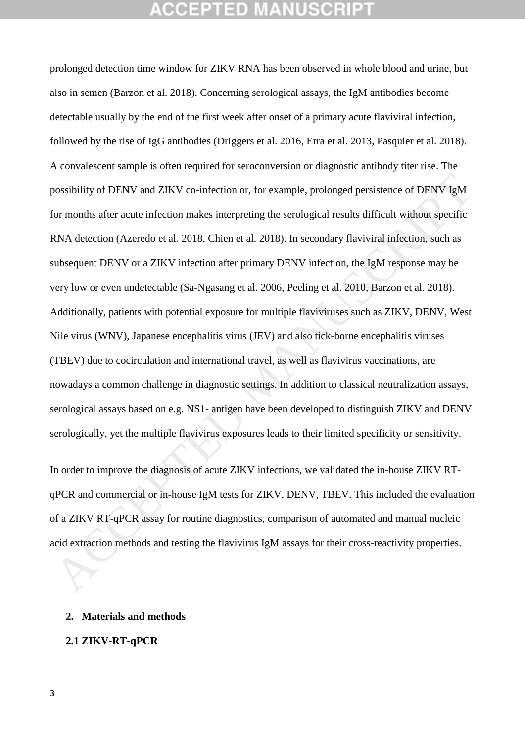prolonged detection time window for ZIKV RNA has been observed in whole blood and urine, but also in semen (Barzon et al. 2018). Concerning serological assays, the IgM antibodies become detectable usually by the end of the first week after onset of a primary acute flaviviral infection, followed by the rise of IgG antibodies (Driggers et al. 2016, Erra et al. 2013, Pasquier et al. 2018). A convalescent sample is often required for seroconversion or diagnostic antibody titer rise. The possibility of DENV and ZIKV co-infection or, for example, prolonged persistence of DENV IgM for months after acute infection makes interpreting the serological results difficult without specific RNA detection (Azeredo et al. 2018, Chien et al. 2018). In secondary flaviviral infection, such as subsequent DENV or a ZIKV infection after primary DENV infection, the IgM response may be very low or even undetectable (Sa-Ngasang et al. 2006, Peeling et al. 2010, Barzon et al. 2018). Additionally, patients with potential exposure for multiple flaviviruses such as ZIKV, DENV, West Nile virus (WNV), Japanese encephalitis virus (JEV) and also tick-borne encephalitis viruses (TBEV) due to cocirculation and international travel, as well as flavivirus vaccinations, are nowadays a common challenge in diagnostic settings. In addition to classical neutralization assays, serological assays based on e.g. NS1- antigen have been developed to distinguish ZIKV and DENV serologically, yet the multiple flavivirus exposures leads to their limited specificity or sensitivity.

In order to improve the diagnosis of acute ZIKV infections, we validated the in-house ZIKV RT-qPCR and commercial or in-house IgM tests for ZIKV, DENV, TBEV. This included the evaluation of a ZIKV RT-qPCR assay for routine diagnostics, comparison of automated and manual nucleic acid extraction methods and testing the flavivirus IgM assays for their cross-reactivity properties.

## 2. Materials and methods

### 2.1 ZIKV-RT-qPCR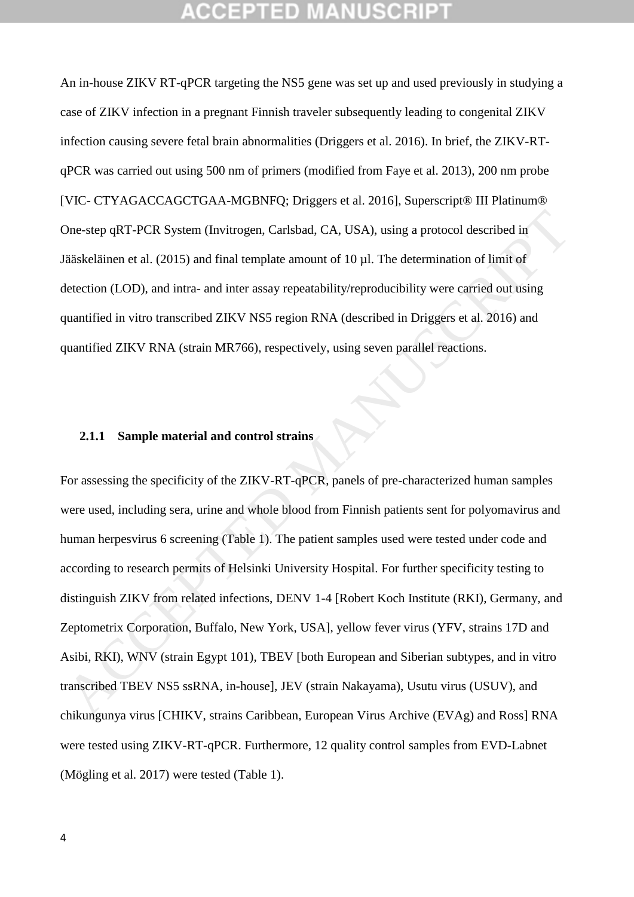An in-house ZIKV RT-qPCR targeting the NS5 gene was set up and used previously in studying a case of ZIKV infection in a pregnant Finnish traveler subsequently leading to congenital ZIKV infection causing severe fetal brain abnormalities (Driggers et al. 2016). In brief, the ZIKV-RT-qPCR was carried out using 500 nm of primers (modified from Faye et al. 2013), 200 nm probe [VIC- CTYAGACCAGCTGAA-MGBNFQ; Driggers et al. 2016], Superscript® III Platinum® One-step qRT-PCR System (Invitrogen, Carlsbad, CA, USA), using a protocol described in Jääskeläinen et al. (2015) and final template amount of 10 µl. The determination of limit of detection (LOD), and intra- and inter assay repeatability/reproducibility were carried out using quantified in vitro transcribed ZIKV NS5 region RNA (described in Driggers et al. 2016) and quantified ZIKV RNA (strain MR766), respectively, using seven parallel reactions.

### 2.1.1 Sample material and control strains

For assessing the specificity of the ZIKV-RT-qPCR, panels of pre-characterized human samples were used, including sera, urine and whole blood from Finnish patients sent for polyomavirus and human herpesvirus 6 screening (Table 1). The patient samples used were tested under code and according to research permits of Helsinki University Hospital. For further specificity testing to distinguish ZIKV from related infections, DENV 1-4 [Robert Koch Institute (RKI), Germany, and Zeptometrix Corporation, Buffalo, New York, USA], yellow fever virus (YFV, strains 17D and Asibi, RKI), WNV (strain Egypt 101), TBEV [both European and Siberian subtypes, and in vitro transcribed TBEV NS5 ssRNA, in-house], JEV (strain Nakayama), Usutu virus (USUV), and chikungunya virus [CHIKV, strains Caribbean, European Virus Archive (EVAg) and Ross] RNA were tested using ZIKV-RT-qPCR. Furthermore, 12 quality control samples from EVD-Labnet (Mögling et al. 2017) were tested (Table 1).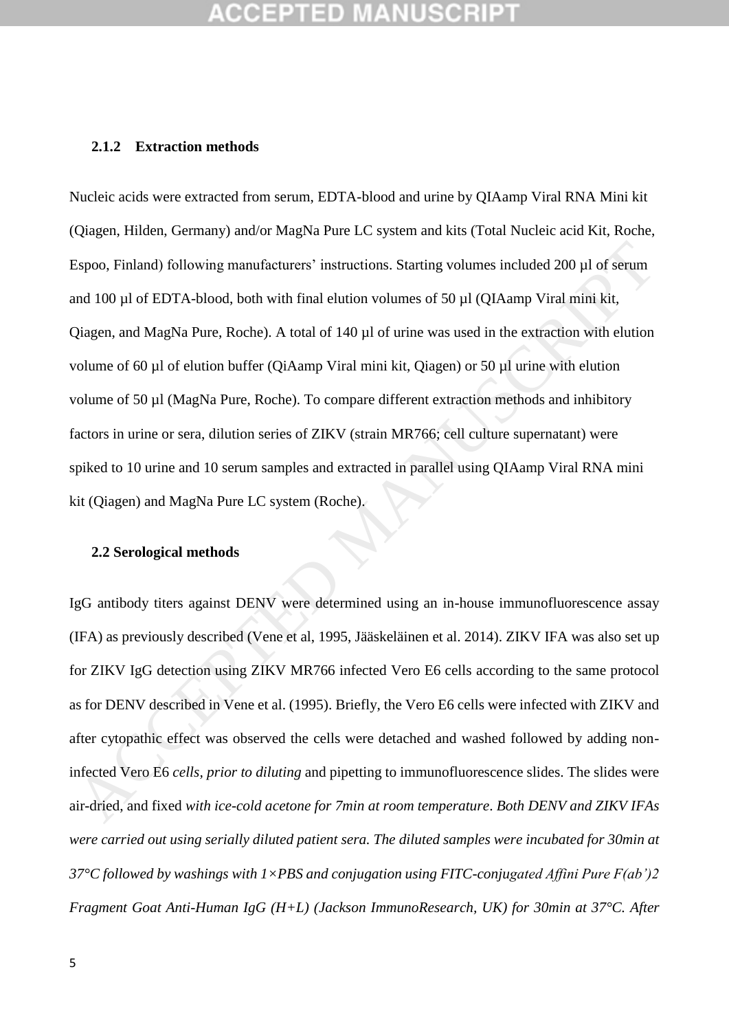### 2.1.2 Extraction methods

Nucleic acids were extracted from serum, EDTA-blood and urine by QIAamp Viral RNA Mini kit (Qiagen, Hilden, Germany) and/or MagNa Pure LC system and kits (Total Nucleic acid Kit, Roche, Espoo, Finland) following manufacturers' instructions. Starting volumes included 200 µl of serum and 100 µl of EDTA-blood, both with final elution volumes of 50 µl (QIAamp Viral mini kit, Qiagen, and MagNa Pure, Roche). A total of 140 µl of urine was used in the extraction with elution volume of 60 µl of elution buffer (QiAamp Viral mini kit, Qiagen) or 50 µl urine with elution volume of 50 µl (MagNa Pure, Roche). To compare different extraction methods and inhibitory factors in urine or sera, dilution series of ZIKV (strain MR766; cell culture supernatant) were spiked to 10 urine and 10 serum samples and extracted in parallel using QIAamp Viral RNA mini kit (Qiagen) and MagNa Pure LC system (Roche).

### 2.2 Serological methods

IgG antibody titers against DENV were determined using an in-house immunofluorescence assay (IFA) as previously described (Vene et al, 1995, Jääskeläinen et al. 2014). ZIKV IFA was also set up for ZIKV IgG detection using ZIKV MR766 infected Vero E6 cells according to the same protocol as for DENV described in Vene et al. (1995). Briefly, the Vero E6 cells were infected with ZIKV and after cytopathic effect was observed the cells were detached and washed followed by adding non-infected Vero E6 *cells, prior to diluting* and pipetting to immunofluorescence slides. The slides were air-dried, and fixed *with ice-cold acetone for 7min at room temperature*. *Both DENV and ZIKV IFAs were carried out using serially diluted patient sera. The diluted samples were incubated for 30min at 37°C followed by washings with 1×PBS and conjugation using FITC-conjugated Affini Pure F(ab')2 Fragment Goat Anti-Human IgG (H+L) (Jackson ImmunoResearch, UK) for 30min at 37°C. After*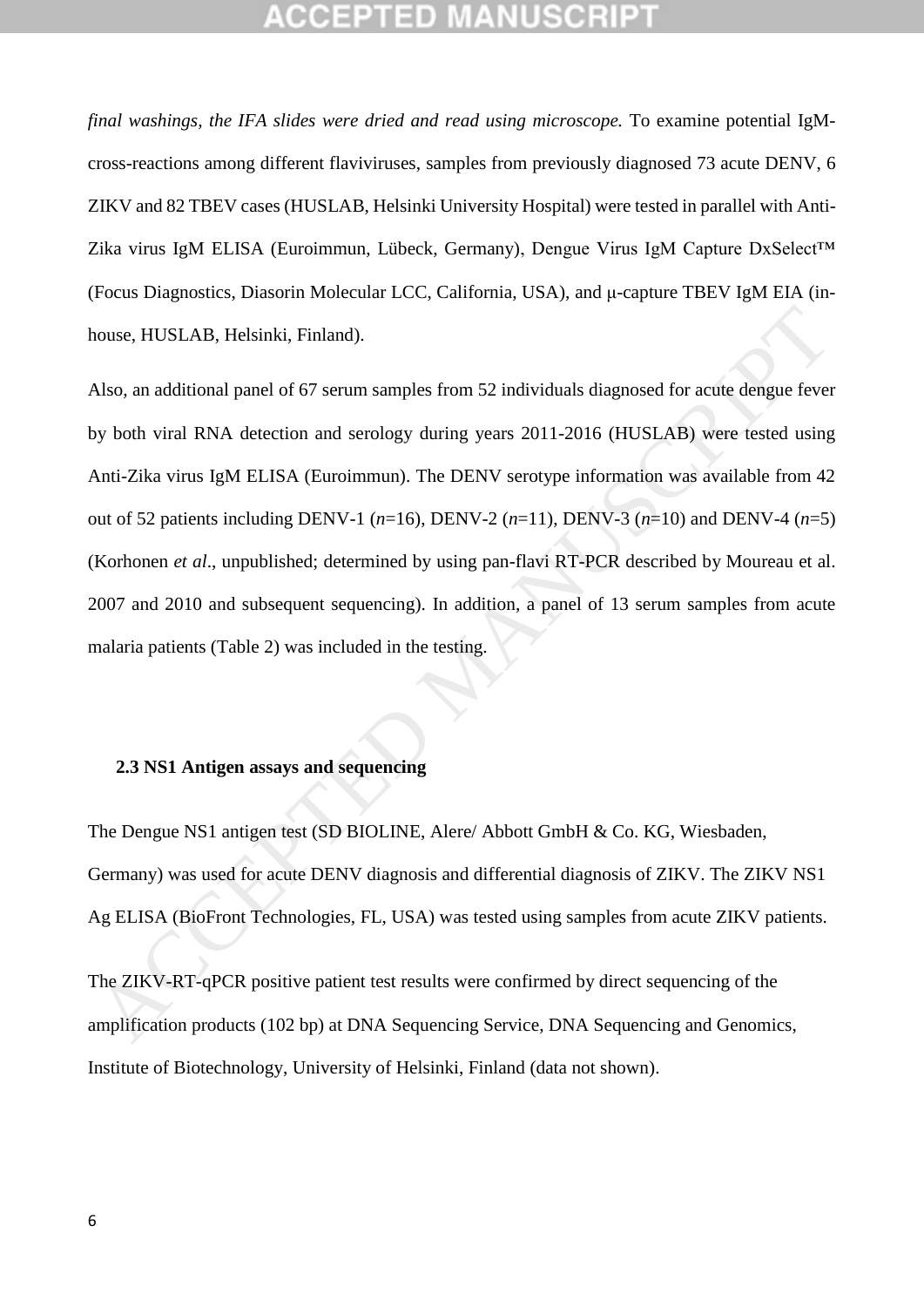*final washings, the IFA slides were dried and read using microscope.* To examine potential IgM-cross-reactions among different flaviviruses, samples from previously diagnosed 73 acute DENV, 6 ZIKV and 82 TBEV cases (HUSLAB, Helsinki University Hospital) were tested in parallel with Anti-Zika virus IgM ELISA (Euroimmun, Lübeck, Germany), Dengue Virus IgM Capture DxSelect™ (Focus Diagnostics, Diasorin Molecular LCC, California, USA), and μ-capture TBEV IgM EIA (in-house, HUSLAB, Helsinki, Finland).

Also, an additional panel of 67 serum samples from 52 individuals diagnosed for acute dengue fever by both viral RNA detection and serology during years 2011-2016 (HUSLAB) were tested using Anti-Zika virus IgM ELISA (Euroimmun). The DENV serotype information was available from 42 out of 52 patients including DENV-1 ($n$=16), DENV-2 ($n$=11), DENV-3 ($n$=10) and DENV-4 ($n$=5) (Korhonen *et al*., unpublished; determined by using pan-flavi RT-PCR described by Moureau et al. 2007 and 2010 and subsequent sequencing). In addition, a panel of 13 serum samples from acute malaria patients (Table 2) was included in the testing.

### 2.3 NS1 Antigen assays and sequencing

The Dengue NS1 antigen test (SD BIOLINE, Alere/ Abbott GmbH & Co. KG, Wiesbaden, Germany) was used for acute DENV diagnosis and differential diagnosis of ZIKV. The ZIKV NS1 Ag ELISA (BioFront Technologies, FL, USA) was tested using samples from acute ZIKV patients.

The ZIKV-RT-qPCR positive patient test results were confirmed by direct sequencing of the amplification products (102 bp) at DNA Sequencing Service, DNA Sequencing and Genomics, Institute of Biotechnology, University of Helsinki, Finland (data not shown).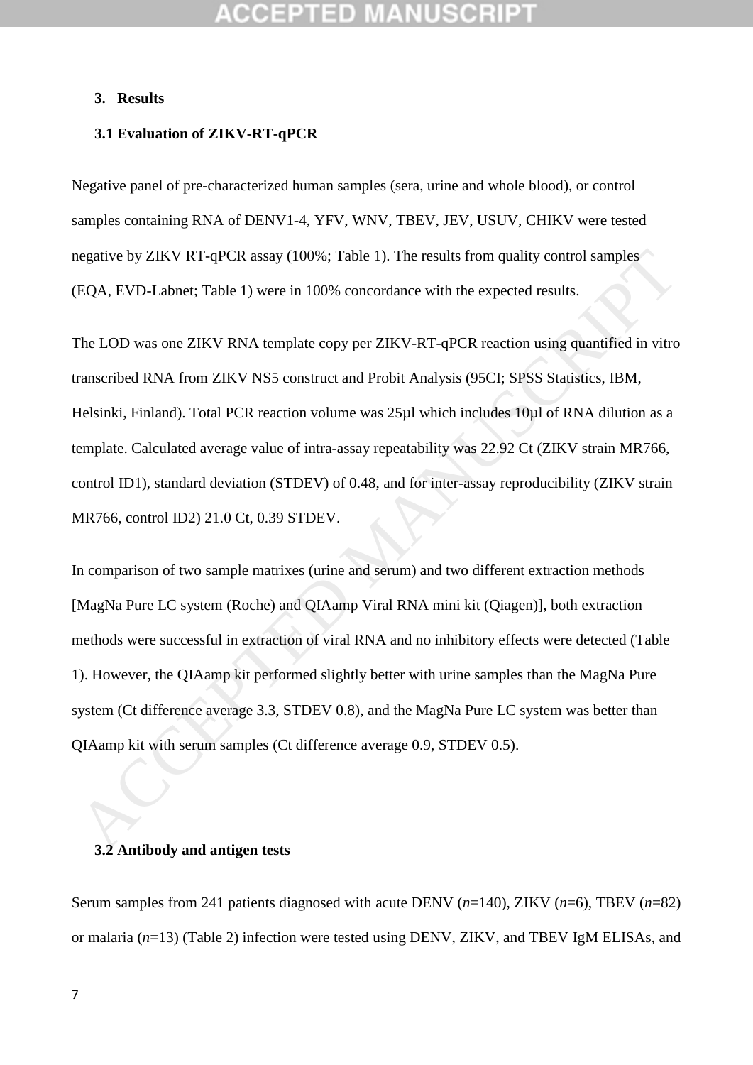## 3. Results

### 3.1 Evaluation of ZIKV-RT-qPCR

Negative panel of pre-characterized human samples (sera, urine and whole blood), or control samples containing RNA of DENV1-4, YFV, WNV, TBEV, JEV, USUV, CHIKV were tested negative by ZIKV RT-qPCR assay (100%; Table 1). The results from quality control samples (EQA, EVD-Labnet; Table 1) were in 100% concordance with the expected results.

The LOD was one ZIKV RNA template copy per ZIKV-RT-qPCR reaction using quantified in vitro transcribed RNA from ZIKV NS5 construct and Probit Analysis (95CI; SPSS Statistics, IBM, Helsinki, Finland). Total PCR reaction volume was 25µl which includes 10µl of RNA dilution as a template. Calculated average value of intra-assay repeatability was 22.92 Ct (ZIKV strain MR766, control ID1), standard deviation (STDEV) of 0.48, and for inter-assay reproducibility (ZIKV strain MR766, control ID2) 21.0 Ct, 0.39 STDEV.

In comparison of two sample matrixes (urine and serum) and two different extraction methods [MagNa Pure LC system (Roche) and QIAamp Viral RNA mini kit (Qiagen)], both extraction methods were successful in extraction of viral RNA and no inhibitory effects were detected (Table 1). However, the QIAamp kit performed slightly better with urine samples than the MagNa Pure system (Ct difference average 3.3, STDEV 0.8), and the MagNa Pure LC system was better than QIAamp kit with serum samples (Ct difference average 0.9, STDEV 0.5).

### 3.2 Antibody and antigen tests

Serum samples from 241 patients diagnosed with acute DENV (*n*=140), ZIKV (*n*=6), TBEV (*n*=82) or malaria (*n*=13) (Table 2) infection were tested using DENV, ZIKV, and TBEV IgM ELISAs, and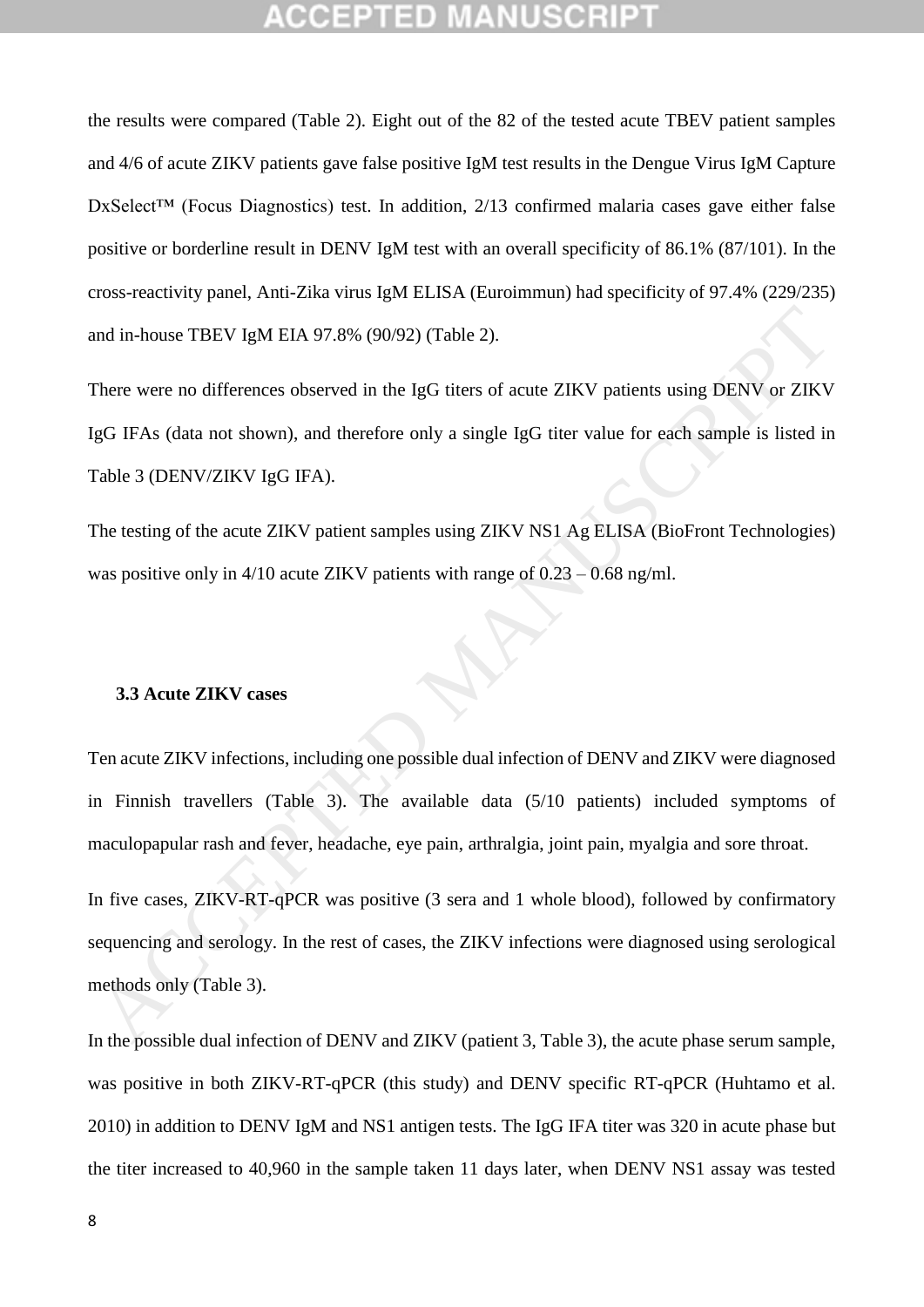the results were compared (Table 2). Eight out of the 82 of the tested acute TBEV patient samples and 4/6 of acute ZIKV patients gave false positive IgM test results in the Dengue Virus IgM Capture DxSelect™ (Focus Diagnostics) test. In addition, 2/13 confirmed malaria cases gave either false positive or borderline result in DENV IgM test with an overall specificity of 86.1% (87/101). In the cross-reactivity panel, Anti-Zika virus IgM ELISA (Euroimmun) had specificity of 97.4% (229/235) and in-house TBEV IgM EIA 97.8% (90/92) (Table 2).

There were no differences observed in the IgG titers of acute ZIKV patients using DENV or ZIKV IgG IFAs (data not shown), and therefore only a single IgG titer value for each sample is listed in Table 3 (DENV/ZIKV IgG IFA).

The testing of the acute ZIKV patient samples using ZIKV NS1 Ag ELISA (BioFront Technologies) was positive only in 4/10 acute ZIKV patients with range of 0.23 – 0.68 ng/ml.

### 3.3 Acute ZIKV cases

Ten acute ZIKV infections, including one possible dual infection of DENV and ZIKV were diagnosed in Finnish travellers (Table 3). The available data (5/10 patients) included symptoms of maculopapular rash and fever, headache, eye pain, arthralgia, joint pain, myalgia and sore throat.

In five cases, ZIKV-RT-qPCR was positive (3 sera and 1 whole blood), followed by confirmatory sequencing and serology. In the rest of cases, the ZIKV infections were diagnosed using serological methods only (Table 3).

In the possible dual infection of DENV and ZIKV (patient 3, Table 3), the acute phase serum sample, was positive in both ZIKV-RT-qPCR (this study) and DENV specific RT-qPCR (Huhtamo et al. 2010) in addition to DENV IgM and NS1 antigen tests. The IgG IFA titer was 320 in acute phase but the titer increased to 40,960 in the sample taken 11 days later, when DENV NS1 assay was tested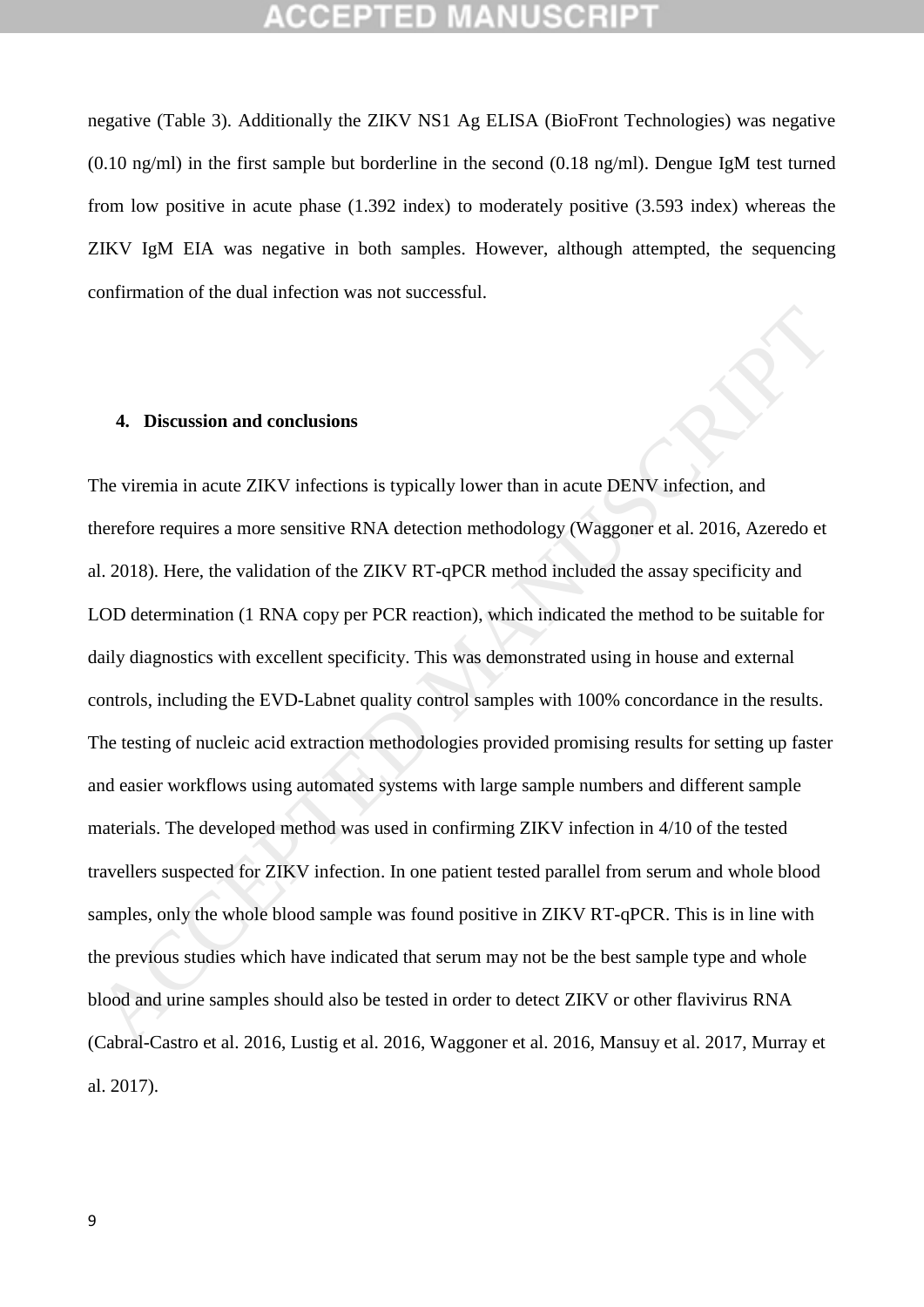negative (Table 3). Additionally the ZIKV NS1 Ag ELISA (BioFront Technologies) was negative (0.10 ng/ml) in the first sample but borderline in the second (0.18 ng/ml). Dengue IgM test turned from low positive in acute phase (1.392 index) to moderately positive (3.593 index) whereas the ZIKV IgM EIA was negative in both samples. However, although attempted, the sequencing confirmation of the dual infection was not successful.

## 4. Discussion and conclusions

The viremia in acute ZIKV infections is typically lower than in acute DENV infection, and therefore requires a more sensitive RNA detection methodology (Waggoner et al. 2016, Azeredo et al. 2018). Here, the validation of the ZIKV RT-qPCR method included the assay specificity and LOD determination (1 RNA copy per PCR reaction), which indicated the method to be suitable for daily diagnostics with excellent specificity. This was demonstrated using in house and external controls, including the EVD-Labnet quality control samples with 100% concordance in the results. The testing of nucleic acid extraction methodologies provided promising results for setting up faster and easier workflows using automated systems with large sample numbers and different sample materials. The developed method was used in confirming ZIKV infection in 4/10 of the tested travellers suspected for ZIKV infection. In one patient tested parallel from serum and whole blood samples, only the whole blood sample was found positive in ZIKV RT-qPCR. This is in line with the previous studies which have indicated that serum may not be the best sample type and whole blood and urine samples should also be tested in order to detect ZIKV or other flavivirus RNA (Cabral-Castro et al. 2016, Lustig et al. 2016, Waggoner et al. 2016, Mansuy et al. 2017, Murray et al. 2017).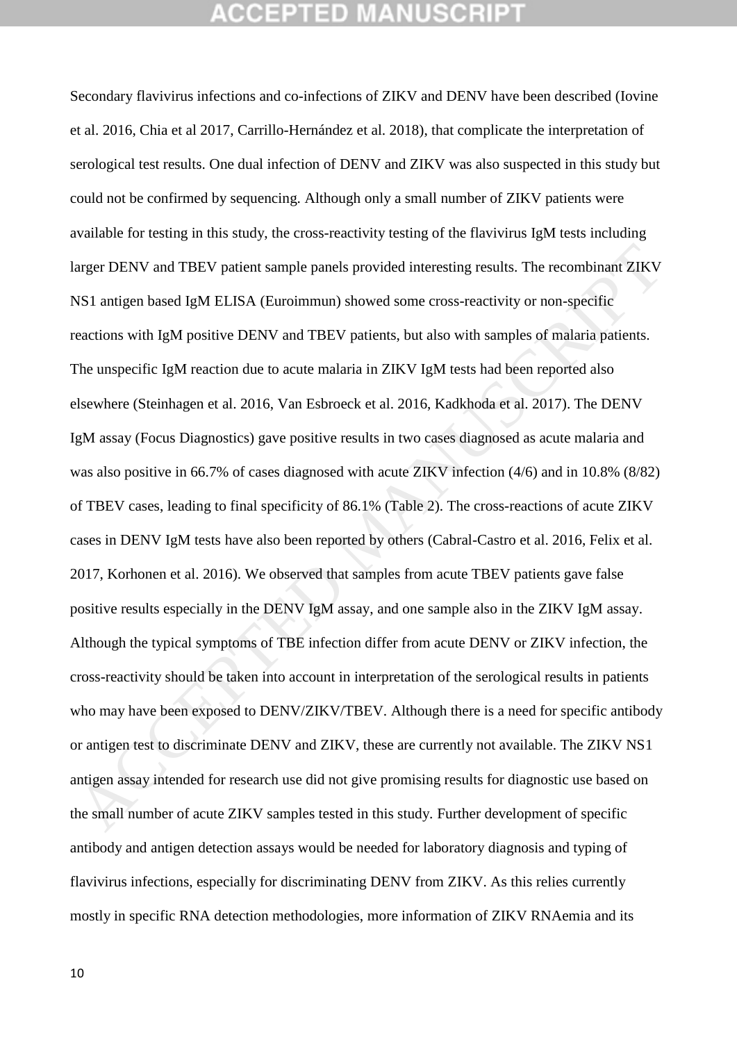Secondary flavivirus infections and co-infections of ZIKV and DENV have been described (Iovine et al. 2016, Chia et al 2017, Carrillo-Hernández et al. 2018), that complicate the interpretation of serological test results. One dual infection of DENV and ZIKV was also suspected in this study but could not be confirmed by sequencing. Although only a small number of ZIKV patients were available for testing in this study, the cross-reactivity testing of the flavivirus IgM tests including larger DENV and TBEV patient sample panels provided interesting results. The recombinant ZIKV NS1 antigen based IgM ELISA (Euroimmun) showed some cross-reactivity or non-specific reactions with IgM positive DENV and TBEV patients, but also with samples of malaria patients. The unspecific IgM reaction due to acute malaria in ZIKV IgM tests had been reported also elsewhere (Steinhagen et al. 2016, Van Esbroeck et al. 2016, Kadkhoda et al. 2017). The DENV IgM assay (Focus Diagnostics) gave positive results in two cases diagnosed as acute malaria and was also positive in 66.7% of cases diagnosed with acute ZIKV infection (4/6) and in 10.8% (8/82) of TBEV cases, leading to final specificity of 86.1% (Table 2). The cross-reactions of acute ZIKV cases in DENV IgM tests have also been reported by others (Cabral-Castro et al. 2016, Felix et al. 2017, Korhonen et al. 2016). We observed that samples from acute TBEV patients gave false positive results especially in the DENV IgM assay, and one sample also in the ZIKV IgM assay. Although the typical symptoms of TBE infection differ from acute DENV or ZIKV infection, the cross-reactivity should be taken into account in interpretation of the serological results in patients who may have been exposed to DENV/ZIKV/TBEV. Although there is a need for specific antibody or antigen test to discriminate DENV and ZIKV, these are currently not available. The ZIKV NS1 antigen assay intended for research use did not give promising results for diagnostic use based on the small number of acute ZIKV samples tested in this study. Further development of specific antibody and antigen detection assays would be needed for laboratory diagnosis and typing of flavivirus infections, especially for discriminating DENV from ZIKV. As this relies currently mostly in specific RNA detection methodologies, more information of ZIKV RNAemia and its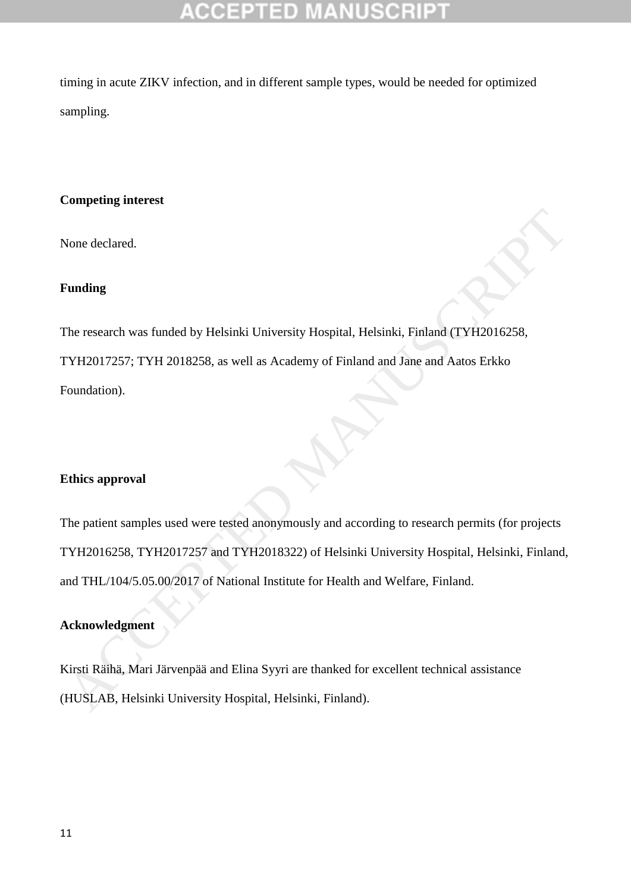timing in acute ZIKV infection, and in different sample types, would be needed for optimized sampling.

**Competing interest**

None declared.

**Funding**

The research was funded by Helsinki University Hospital, Helsinki, Finland (TYH2016258, TYH2017257; TYH 2018258, as well as Academy of Finland and Jane and Aatos Erkko Foundation).

**Ethics approval**

The patient samples used were tested anonymously and according to research permits (for projects TYH2016258, TYH2017257 and TYH2018322) of Helsinki University Hospital, Helsinki, Finland, and THL/104/5.05.00/2017 of National Institute for Health and Welfare, Finland.

**Acknowledgment**

Kirsti Räihä, Mari Järvenpää and Elina Syyri are thanked for excellent technical assistance (HUSLAB, Helsinki University Hospital, Helsinki, Finland).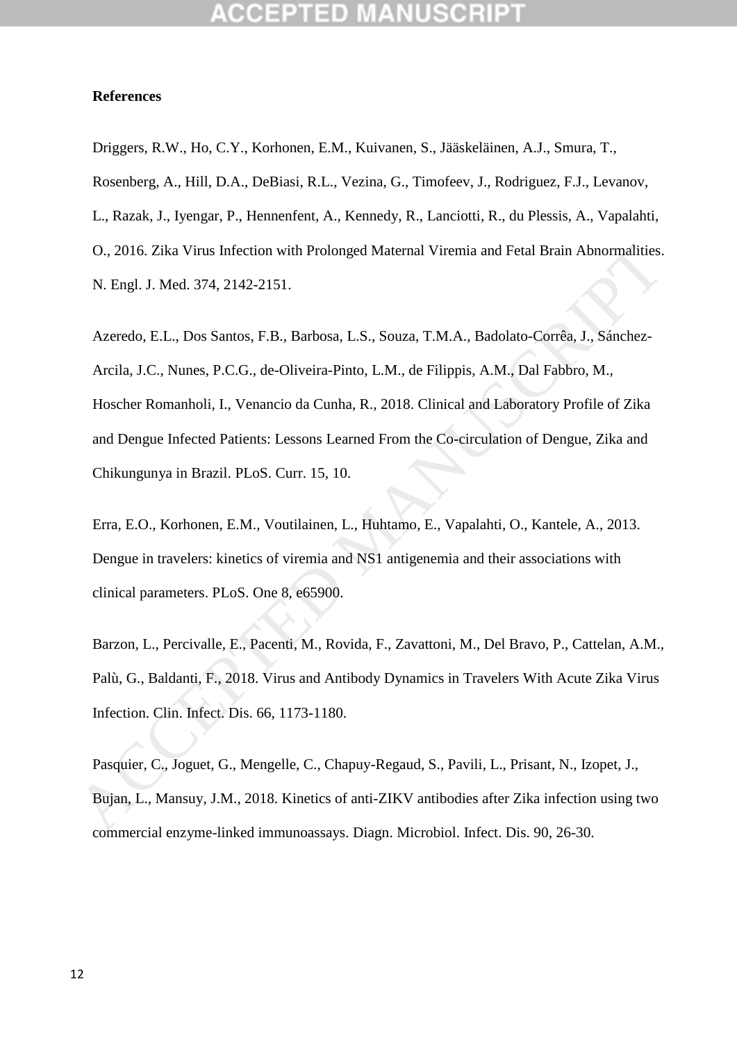**References**

Driggers, R.W., Ho, C.Y., Korhonen, E.M., Kuivanen, S., Jääskeläinen, A.J., Smura, T., Rosenberg, A., Hill, D.A., DeBiasi, R.L., Vezina, G., Timofeev, J., Rodriguez, F.J., Levanov, L., Razak, J., Iyengar, P., Hennenfent, A., Kennedy, R., Lanciotti, R., du Plessis, A., Vapalahti, O., 2016. Zika Virus Infection with Prolonged Maternal Viremia and Fetal Brain Abnormalities. N. Engl. J. Med. 374, 2142-2151.

Azeredo, E.L., Dos Santos, F.B., Barbosa, L.S., Souza, T.M.A., Badolato-Corrêa, J., Sánchez-Arcila, J.C., Nunes, P.C.G., de-Oliveira-Pinto, L.M., de Filippis, A.M., Dal Fabbro, M., Hoscher Romanholi, I., Venancio da Cunha, R., 2018. Clinical and Laboratory Profile of Zika and Dengue Infected Patients: Lessons Learned From the Co-circulation of Dengue, Zika and Chikungunya in Brazil. PLoS. Curr. 15, 10.

Erra, E.O., Korhonen, E.M., Voutilainen, L., Huhtamo, E., Vapalahti, O., Kantele, A., 2013. Dengue in travelers: kinetics of viremia and NS1 antigenemia and their associations with clinical parameters. PLoS. One 8, e65900.

Barzon, L., Percivalle, E., Pacenti, M., Rovida, F., Zavattoni, M., Del Bravo, P., Cattelan, A.M., Palù, G., Baldanti, F., 2018. Virus and Antibody Dynamics in Travelers With Acute Zika Virus Infection. Clin. Infect. Dis. 66, 1173-1180.

Pasquier, C., Joguet, G., Mengelle, C., Chapuy-Regaud, S., Pavili, L., Prisant, N., Izopet, J., Bujan, L., Mansuy, J.M., 2018. Kinetics of anti-ZIKV antibodies after Zika infection using two commercial enzyme-linked immunoassays. Diagn. Microbiol. Infect. Dis. 90, 26-30.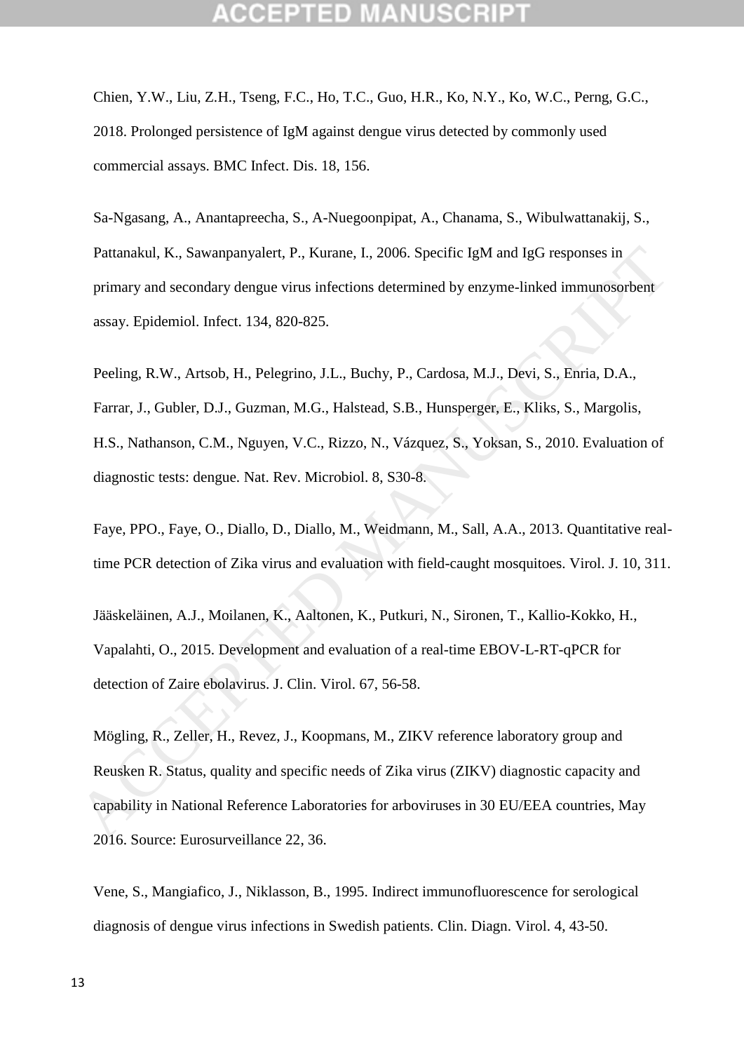Chien, Y.W., Liu, Z.H., Tseng, F.C., Ho, T.C., Guo, H.R., Ko, N.Y., Ko, W.C., Perng, G.C., 2018. Prolonged persistence of IgM against dengue virus detected by commonly used commercial assays. BMC Infect. Dis. 18, 156.

Sa-Ngasang, A., Anantapreecha, S., A-Nuegoonpipat, A., Chanama, S., Wibulwattanakij, S., Pattanakul, K., Sawanpanyalert, P., Kurane, I., 2006. Specific IgM and IgG responses in primary and secondary dengue virus infections determined by enzyme-linked immunosorbent assay. Epidemiol. Infect. 134, 820-825.

Peeling, R.W., Artsob, H., Pelegrino, J.L., Buchy, P., Cardosa, M.J., Devi, S., Enria, D.A., Farrar, J., Gubler, D.J., Guzman, M.G., Halstead, S.B., Hunsperger, E., Kliks, S., Margolis, H.S., Nathanson, C.M., Nguyen, V.C., Rizzo, N., Vázquez, S., Yoksan, S., 2010. Evaluation of diagnostic tests: dengue. Nat. Rev. Microbiol. 8, S30-8.

Faye, PPO., Faye, O., Diallo, D., Diallo, M., Weidmann, M., Sall, A.A., 2013. Quantitative real-time PCR detection of Zika virus and evaluation with field-caught mosquitoes. Virol. J. 10, 311.

Jääskeläinen, A.J., Moilanen, K., Aaltonen, K., Putkuri, N., Sironen, T., Kallio-Kokko, H., Vapalahti, O., 2015. Development and evaluation of a real-time EBOV-L-RT-qPCR for detection of Zaire ebolavirus. J. Clin. Virol. 67, 56-58.

Mögling, R., Zeller, H., Revez, J., Koopmans, M., ZIKV reference laboratory group and Reusken R. Status, quality and specific needs of Zika virus (ZIKV) diagnostic capacity and capability in National Reference Laboratories for arboviruses in 30 EU/EEA countries, May 2016. Source: Eurosurveillance 22, 36.

Vene, S., Mangiafico, J., Niklasson, B., 1995. Indirect immunofluorescence for serological diagnosis of dengue virus infections in Swedish patients. Clin. Diagn. Virol. 4, 43-50.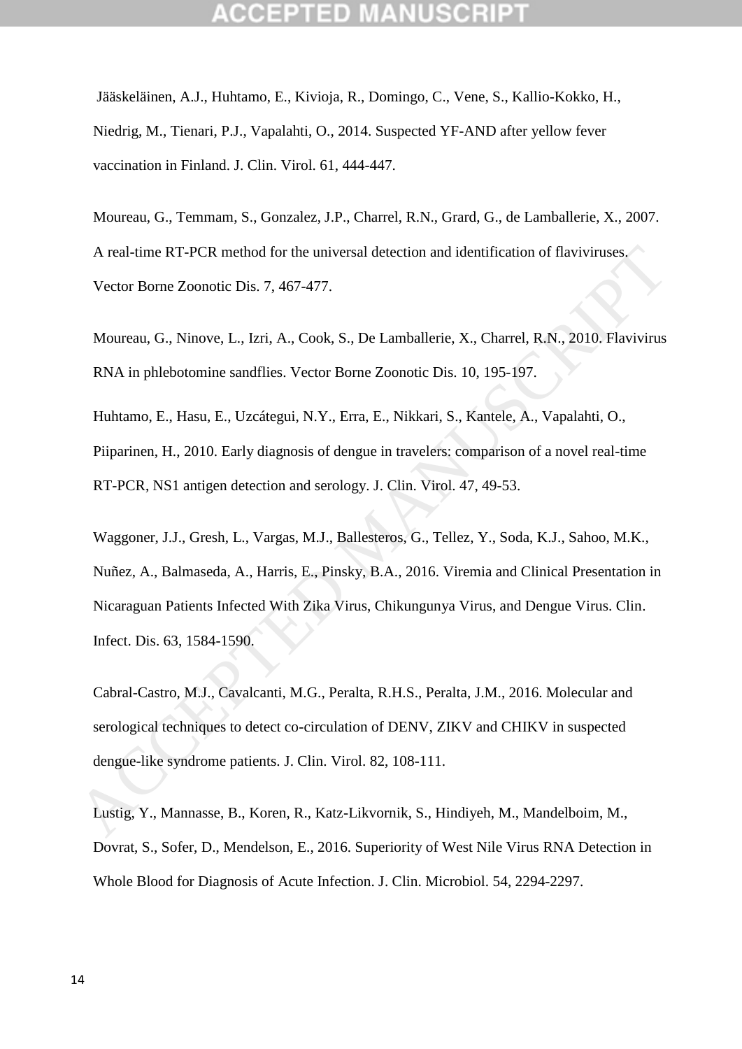Jääskeläinen, A.J., Huhtamo, E., Kivioja, R., Domingo, C., Vene, S., Kallio-Kokko, H., Niedrig, M., Tienari, P.J., Vapalahti, O., 2014. Suspected YF-AND after yellow fever vaccination in Finland. J. Clin. Virol. 61, 444-447.

Moureau, G., Temmam, S., Gonzalez, J.P., Charrel, R.N., Grard, G., de Lamballerie, X., 2007. A real-time RT-PCR method for the universal detection and identification of flaviviruses. Vector Borne Zoonotic Dis. 7, 467-477.

Moureau, G., Ninove, L., Izri, A., Cook, S., De Lamballerie, X., Charrel, R.N., 2010. Flavivirus RNA in phlebotomine sandflies. Vector Borne Zoonotic Dis. 10, 195-197.

Huhtamo, E., Hasu, E., Uzcátegui, N.Y., Erra, E., Nikkari, S., Kantele, A., Vapalahti, O., Piiparinen, H., 2010. Early diagnosis of dengue in travelers: comparison of a novel real-time RT-PCR, NS1 antigen detection and serology. J. Clin. Virol. 47, 49-53.

Waggoner, J.J., Gresh, L., Vargas, M.J., Ballesteros, G., Tellez, Y., Soda, K.J., Sahoo, M.K., Nuñez, A., Balmaseda, A., Harris, E., Pinsky, B.A., 2016. Viremia and Clinical Presentation in Nicaraguan Patients Infected With Zika Virus, Chikungunya Virus, and Dengue Virus. Clin. Infect. Dis. 63, 1584-1590.

Cabral-Castro, M.J., Cavalcanti, M.G., Peralta, R.H.S., Peralta, J.M., 2016. Molecular and serological techniques to detect co-circulation of DENV, ZIKV and CHIKV in suspected dengue-like syndrome patients. J. Clin. Virol. 82, 108-111.

Lustig, Y., Mannasse, B., Koren, R., Katz-Likvornik, S., Hindiyeh, M., Mandelboim, M., Dovrat, S., Sofer, D., Mendelson, E., 2016. Superiority of West Nile Virus RNA Detection in Whole Blood for Diagnosis of Acute Infection. J. Clin. Microbiol. 54, 2294-2297.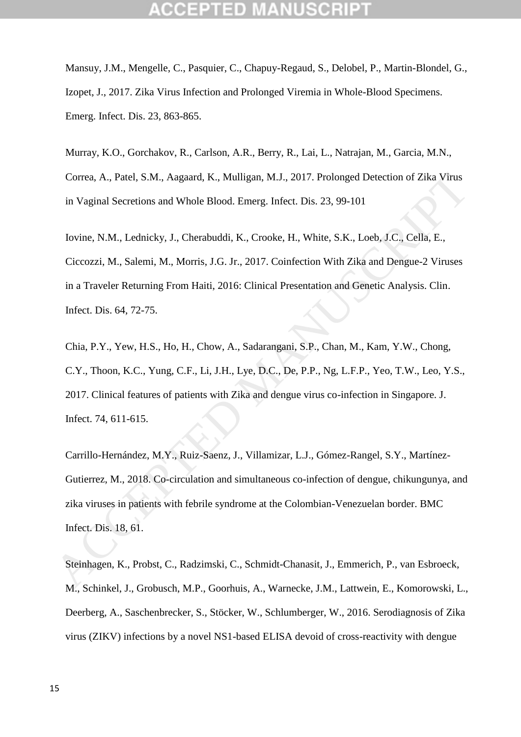Mansuy, J.M., Mengelle, C., Pasquier, C., Chapuy-Regaud, S., Delobel, P., Martin-Blondel, G., Izopet, J., 2017. Zika Virus Infection and Prolonged Viremia in Whole-Blood Specimens. Emerg. Infect. Dis. 23, 863-865.

Murray, K.O., Gorchakov, R., Carlson, A.R., Berry, R., Lai, L., Natrajan, M., Garcia, M.N., Correa, A., Patel, S.M., Aagaard, K., Mulligan, M.J., 2017. Prolonged Detection of Zika Virus in Vaginal Secretions and Whole Blood. Emerg. Infect. Dis. 23, 99-101

Iovine, N.M., Lednicky, J., Cherabuddi, K., Crooke, H., White, S.K., Loeb, J.C., Cella, E., Ciccozzi, M., Salemi, M., Morris, J.G. Jr., 2017. Coinfection With Zika and Dengue-2 Viruses in a Traveler Returning From Haiti, 2016: Clinical Presentation and Genetic Analysis. Clin. Infect. Dis. 64, 72-75.

Chia, P.Y., Yew, H.S., Ho, H., Chow, A., Sadarangani, S.P., Chan, M., Kam, Y.W., Chong, C.Y., Thoon, K.C., Yung, C.F., Li, J.H., Lye, D.C., De, P.P., Ng, L.F.P., Yeo, T.W., Leo, Y.S., 2017. Clinical features of patients with Zika and dengue virus co-infection in Singapore. J. Infect. 74, 611-615.

Carrillo-Hernández, M.Y., Ruiz-Saenz, J., Villamizar, L.J., Gómez-Rangel, S.Y., Martínez-Gutierrez, M., 2018. Co-circulation and simultaneous co-infection of dengue, chikungunya, and zika viruses in patients with febrile syndrome at the Colombian-Venezuelan border. BMC Infect. Dis. 18, 61.

Steinhagen, K., Probst, C., Radzimski, C., Schmidt-Chanasit, J., Emmerich, P., van Esbroeck, M., Schinkel, J., Grobusch, M.P., Goorhuis, A., Warnecke, J.M., Lattwein, E., Komorowski, L., Deerberg, A., Saschenbrecker, S., Stöcker, W., Schlumberger, W., 2016. Serodiagnosis of Zika virus (ZIKV) infections by a novel NS1-based ELISA devoid of cross-reactivity with dengue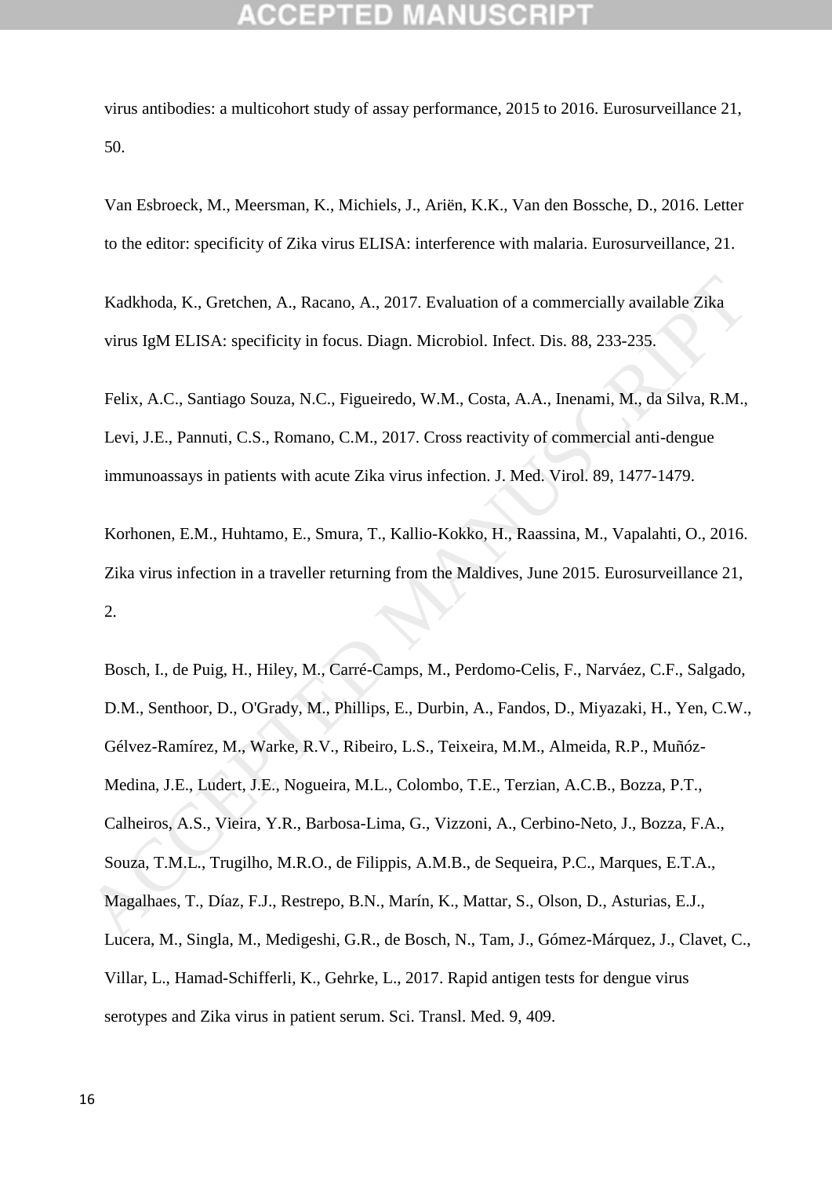virus antibodies: a multicohort study of assay performance, 2015 to 2016. Eurosurveillance 21, 50.

Van Esbroeck, M., Meersman, K., Michiels, J., Ariën, K.K., Van den Bossche, D., 2016. Letter to the editor: specificity of Zika virus ELISA: interference with malaria. Eurosurveillance, 21.

Kadkhoda, K., Gretchen, A., Racano, A., 2017. Evaluation of a commercially available Zika virus IgM ELISA: specificity in focus. Diagn. Microbiol. Infect. Dis. 88, 233-235.

Felix, A.C., Santiago Souza, N.C., Figueiredo, W.M., Costa, A.A., Inenami, M., da Silva, R.M., Levi, J.E., Pannuti, C.S., Romano, C.M., 2017. Cross reactivity of commercial anti-dengue immunoassays in patients with acute Zika virus infection. J. Med. Virol. 89, 1477-1479.

Korhonen, E.M., Huhtamo, E., Smura, T., Kallio-Kokko, H., Raassina, M., Vapalahti, O., 2016. Zika virus infection in a traveller returning from the Maldives, June 2015. Eurosurveillance 21, 2.

Bosch, I., de Puig, H., Hiley, M., Carré-Camps, M., Perdomo-Celis, F., Narváez, C.F., Salgado, D.M., Senthoor, D., O'Grady, M., Phillips, E., Durbin, A., Fandos, D., Miyazaki, H., Yen, C.W., Gélvez-Ramírez, M., Warke, R.V., Ribeiro, L.S., Teixeira, M.M., Almeida, R.P., Muñóz-Medina, J.E., Ludert, J.E., Nogueira, M.L., Colombo, T.E., Terzian, A.C.B., Bozza, P.T., Calheiros, A.S., Vieira, Y.R., Barbosa-Lima, G., Vizzoni, A., Cerbino-Neto, J., Bozza, F.A., Souza, T.M.L., Trugilho, M.R.O., de Filippis, A.M.B., de Sequeira, P.C., Marques, E.T.A., Magalhaes, T., Díaz, F.J., Restrepo, B.N., Marín, K., Mattar, S., Olson, D., Asturias, E.J., Lucera, M., Singla, M., Medigeshi, G.R., de Bosch, N., Tam, J., Gómez-Márquez, J., Clavet, C., Villar, L., Hamad-Schifferli, K., Gehrke, L., 2017. Rapid antigen tests for dengue virus serotypes and Zika virus in patient serum. Sci. Transl. Med. 9, 409.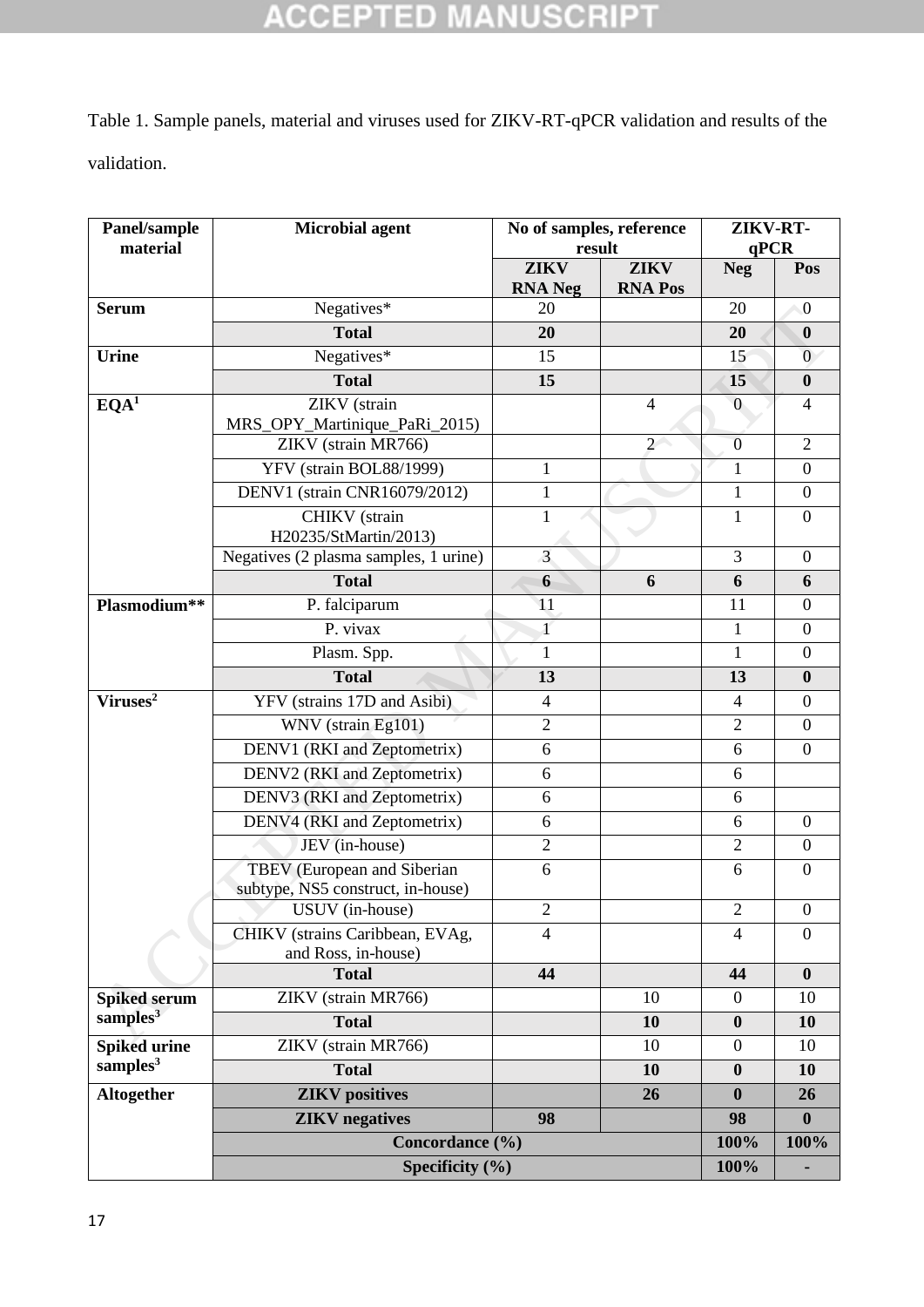Table 1. Sample panels, material and viruses used for ZIKV-RT-qPCR validation and results of the validation.

| Panel/sample material | Microbial agent | No of samples, reference result | | ZIKV-RT-qPCR | |
|---|---|---|---|---|---|
| | | ZIKV RNA Neg | ZIKV RNA Pos | Neg | Pos |
| **Serum** | Negatives* | 20 | | 20 | 0 |
| | **Total** | **20** | | **20** | **0** |
| **Urine** | Negatives* | 15 | | 15 | 0 |
| | **Total** | **15** | | **15** | **0** |
| **EQA**[1] | ZIKV (strain MRS_OPY_Martinique_PaRi_2015) | | 4 | 0 | 4 |
| | ZIKV (strain MR766) | | 2 | 0 | 2 |
| | YFV (strain BOL88/1999) | 1 | | 1 | 0 |
| | DENV1 (strain CNR16079/2012) | 1 | | 1 | 0 |
| | CHIKV (strain H20235/StMartin/2013) | 1 | | 1 | 0 |
| | Negatives (2 plasma samples, 1 urine) | 3 | | 3 | 0 |
| | **Total** | **6** | **6** | **6** | **6** |
| **Plasmodium**** | P. falciparum | 11 | | 11 | 0 |
| | P. vivax | 1 | | 1 | 0 |
| | Plasm. Spp. | 1 | | 1 | 0 |
| | **Total** | **13** | | **13** | **0** |
| **Viruses**[2] | YFV (strains 17D and Asibi) | 4 | | 4 | 0 |
| | WNV (strain Eg101) | 2 | | 2 | 0 |
| | DENV1 (RKI and Zeptometrix) | 6 | | 6 | 0 |
| | DENV2 (RKI and Zeptometrix) | 6 | | 6 | |
| | DENV3 (RKI and Zeptometrix) | 6 | | 6 | |
| | DENV4 (RKI and Zeptometrix) | 6 | | 6 | 0 |
| | JEV (in-house) | 2 | | 2 | 0 |
| | TBEV (European and Siberian subtype, NS5 construct, in-house) | 6 | | 6 | 0 |
| | USUV (in-house) | 2 | | 2 | 0 |
| | CHIKV (strains Caribbean, EVAg, and Ross, in-house) | 4 | | 4 | 0 |
| | **Total** | **44** | | **44** | **0** |
| **Spiked serum samples**[3] | ZIKV (strain MR766) | | 10 | 0 | 10 |
| | **Total** | | **10** | **0** | **10** |
| **Spiked urine samples**[3] | ZIKV (strain MR766) | | 10 | 0 | 10 |
| | **Total** | | **10** | **0** | **10** |
| **Altogether** | **ZIKV positives** | | **26** | **0** | **26** |
| | **ZIKV negatives** | **98** | | **98** | **0** |
| | **Concordance (%)** | | | **100%** | **100%** |
| | **Specificity (%)** | | | **100%** | **-** |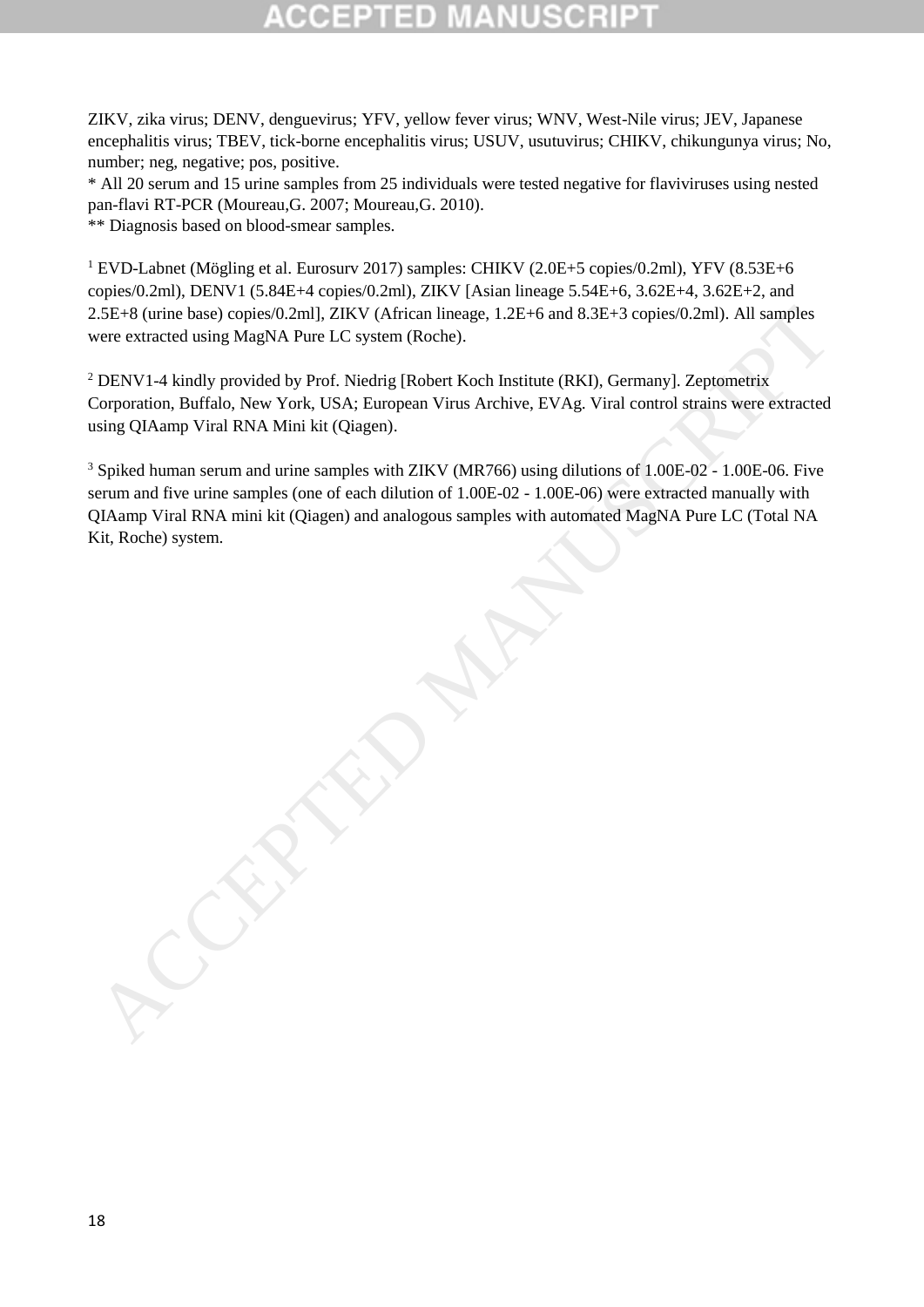ZIKV, zika virus; DENV, denguevirus; YFV, yellow fever virus; WNV, West-Nile virus; JEV, Japanese encephalitis virus; TBEV, tick-borne encephalitis virus; USUV, usutuvirus; CHIKV, chikungunya virus; No, number; neg, negative; pos, positive.

* All 20 serum and 15 urine samples from 25 individuals were tested negative for flaviviruses using nested pan-flavi RT-PCR (Moureau,G. 2007; Moureau,G. 2010).

** Diagnosis based on blood-smear samples.

[1] EVD-Labnet (Mögling et al. Eurosurv 2017) samples: CHIKV (2.0E+5 copies/0.2ml), YFV (8.53E+6 copies/0.2ml), DENV1 (5.84E+4 copies/0.2ml), ZIKV [Asian lineage 5.54E+6, 3.62E+4, 3.62E+2, and 2.5E+8 (urine base) copies/0.2ml], ZIKV (African lineage, 1.2E+6 and 8.3E+3 copies/0.2ml). All samples were extracted using MagNA Pure LC system (Roche).

[2] DENV1-4 kindly provided by Prof. Niedrig [Robert Koch Institute (RKI), Germany]. Zeptometrix Corporation, Buffalo, New York, USA; European Virus Archive, EVAg. Viral control strains were extracted using QIAamp Viral RNA Mini kit (Qiagen).

[3] Spiked human serum and urine samples with ZIKV (MR766) using dilutions of 1.00E-02 - 1.00E-06. Five serum and five urine samples (one of each dilution of 1.00E-02 - 1.00E-06) were extracted manually with QIAamp Viral RNA mini kit (Qiagen) and analogous samples with automated MagNA Pure LC (Total NA Kit, Roche) system.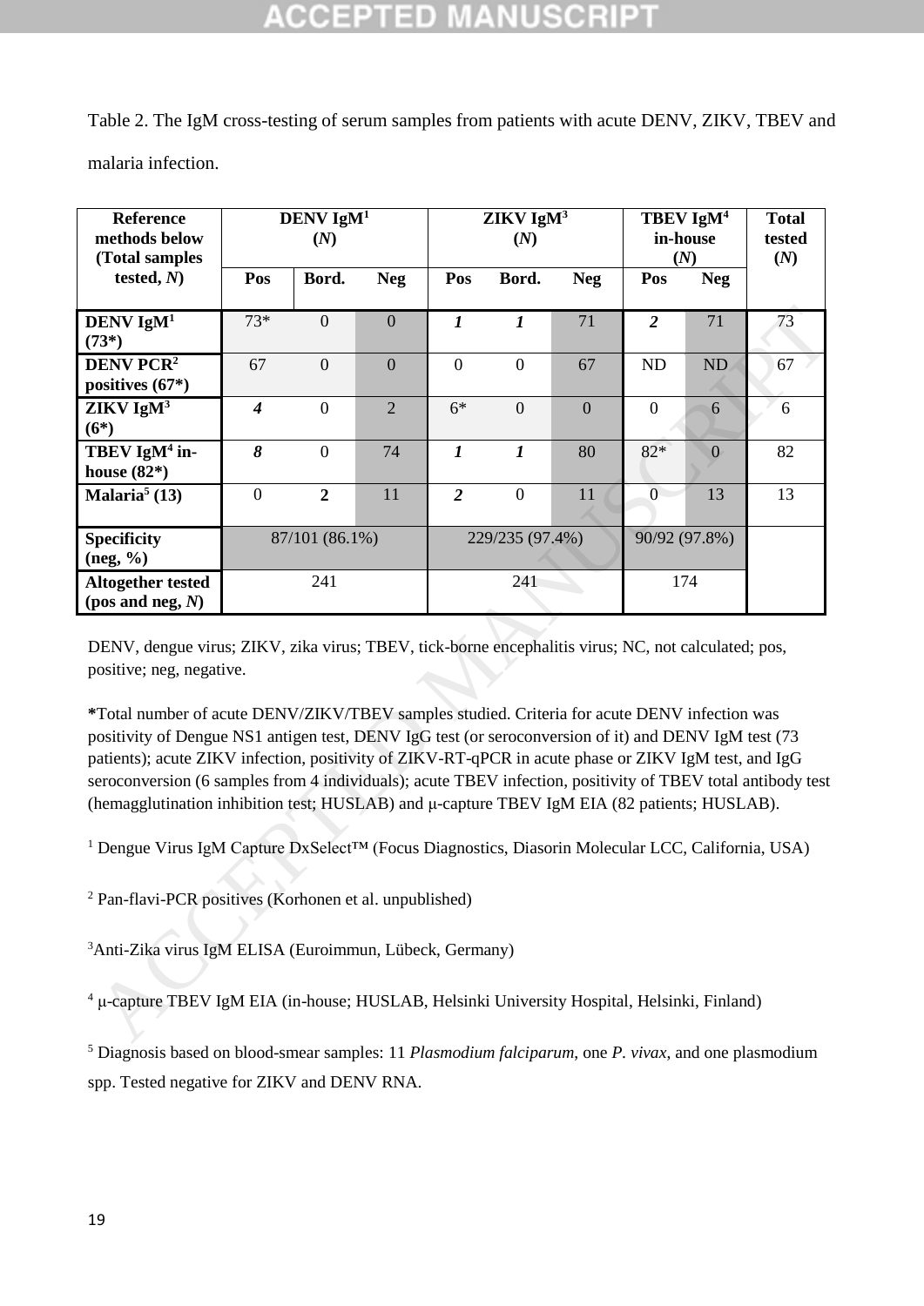Table 2. The IgM cross-testing of serum samples from patients with acute DENV, ZIKV, TBEV and malaria infection.

| Reference methods below (Total samples tested, *N*) | DENV IgM[1] (*N*) | | | ZIKV IgM[3] (*N*) | | | TBEV IgM[4] in-house (*N*) | | Total tested (*N*) |
|---|---|---|---|---|---|---|---|---|---|
| | Pos | Bord. | Neg | Pos | Bord. | Neg | Pos | Neg | |
| **DENV IgM[1] (73*)** | 73* | 0 | 0 | ***1*** | ***1*** | 71 | ***2*** | 71 | 73 |
| **DENV PCR[2] positives (67*)** | 67 | 0 | 0 | 0 | 0 | 67 | ND | ND | 67 |
| **ZIKV IgM[3] (6*)** | ***4*** | 0 | 2 | 6* | 0 | 0 | 0 | 6 | 6 |
| **TBEV IgM[4] in-house (82*)** | ***8*** | 0 | 74 | ***1*** | ***1*** | 80 | 82* | 0 | 82 |
| **Malaria[5] (13)** | 0 | **2** | 11 | ***2*** | 0 | 11 | 0 | 13 | 13 |
| **Specificity (neg, %)** | 87/101 (86.1%) | | | 229/235 (97.4%) | | | 90/92 (97.8%) | | |
| **Altogether tested (pos and neg, *N*)** | 241 | | | 241 | | | 174 | | |

DENV, dengue virus; ZIKV, zika virus; TBEV, tick-borne encephalitis virus; NC, not calculated; pos, positive; neg, negative.

**\***Total number of acute DENV/ZIKV/TBEV samples studied. Criteria for acute DENV infection was positivity of Dengue NS1 antigen test, DENV IgG test (or seroconversion of it) and DENV IgM test (73 patients); acute ZIKV infection, positivity of ZIKV-RT-qPCR in acute phase or ZIKV IgM test, and IgG seroconversion (6 samples from 4 individuals); acute TBEV infection, positivity of TBEV total antibody test (hemagglutination inhibition test; HUSLAB) and μ-capture TBEV IgM EIA (82 patients; HUSLAB).

[1] Dengue Virus IgM Capture DxSelect™ (Focus Diagnostics, Diasorin Molecular LCC, California, USA)

[2] Pan-flavi-PCR positives (Korhonen et al. unpublished)

[3] Anti-Zika virus IgM ELISA (Euroimmun, Lübeck, Germany)

[4] μ-capture TBEV IgM EIA (in-house; HUSLAB, Helsinki University Hospital, Helsinki, Finland)

[5] Diagnosis based on blood-smear samples: 11 *Plasmodium falciparum*, one *P. vivax*, and one plasmodium spp. Tested negative for ZIKV and DENV RNA.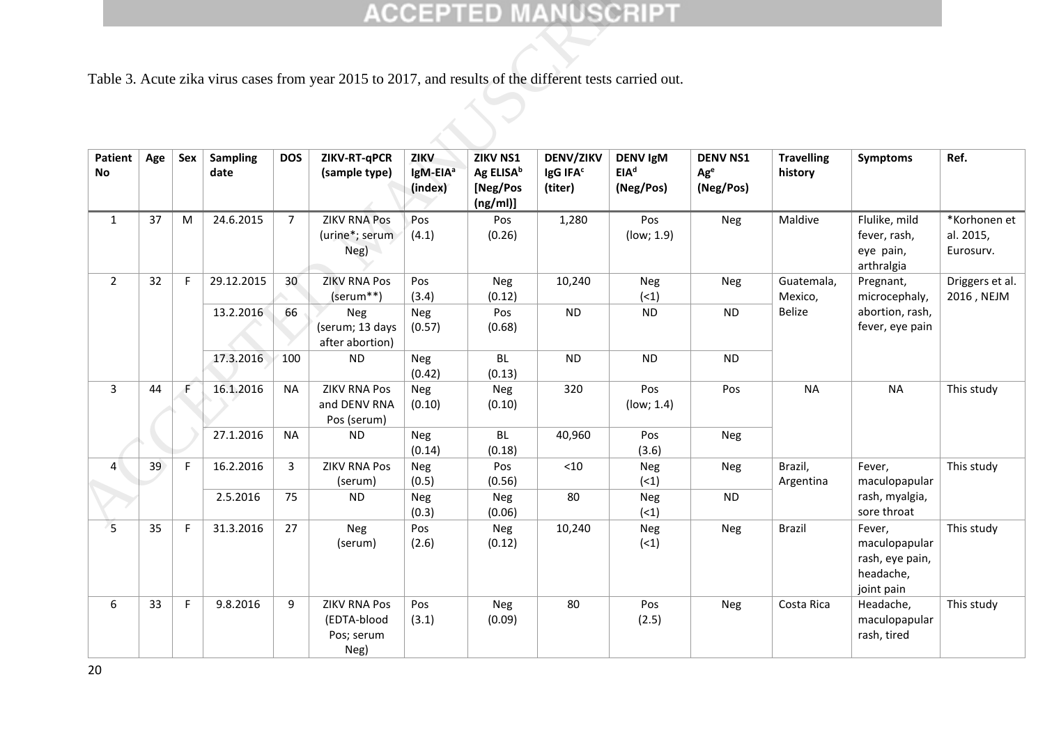Table 3. Acute zika virus cases from year 2015 to 2017, and results of the different tests carried out.

| Patient No | Age | Sex | Sampling date | DOS | ZIKV-RT-qPCR (sample type) | ZIKV IgM-EIA[a] (index) | ZIKV NS1 Ag ELISA[b] [Neg/Pos (ng/ml)] | DENV/ZIKV IgG IFA[c] (titer) | DENV IgM EIA[d] (Neg/Pos) | DENV NS1 Ag[e] (Neg/Pos) | Travelling history | Symptoms | Ref. |
|---|---|---|---|---|---|---|---|---|---|---|---|---|---|
| 1 | 37 | M | 24.6.2015 | 7 | ZIKV RNA Pos (urine*; serum Neg) | Pos (4.1) | Pos (0.26) | 1,280 | Pos (low; 1.9) | Neg | Maldive | Flulike, mild fever, rash, eye pain, arthralgia | *Korhonen et al. 2015, Eurosurv. |
| 2 | 32 | F | 29.12.2015 | 30 | ZIKV RNA Pos (serum**) | Pos (3.4) | Neg (0.12) | 10,240 | Neg (<1) | Neg | Guatemala, Mexico, Belize | Pregnant, microcephaly, abortion, rash, fever, eye pain | Driggers et al. 2016 , NEJM |
| | | | 13.2.2016 | 66 | Neg (serum; 13 days after abortion) | Neg (0.57) | Pos (0.68) | ND | ND | ND | | | |
| | | | 17.3.2016 | 100 | ND | Neg (0.42) | BL (0.13) | ND | ND | ND | | | |
| 3 | 44 | F | 16.1.2016 | NA | ZIKV RNA Pos and DENV RNA Pos (serum) | Neg (0.10) | Neg (0.10) | 320 | Pos (low; 1.4) | Pos | NA | NA | This study |
| | | | 27.1.2016 | NA | ND | Neg (0.14) | BL (0.18) | 40,960 | Pos (3.6) | Neg | | | |
| 4 | 39 | F | 16.2.2016 | 3 | ZIKV RNA Pos (serum) | Neg (0.5) | Pos (0.56) | <10 | Neg (<1) | Neg | Brazil, Argentina | Fever, maculopapular rash, myalgia, sore throat | This study |
| | | | 2.5.2016 | 75 | ND | Neg (0.3) | Neg (0.06) | 80 | Neg (<1) | ND | | | |
| 5 | 35 | F | 31.3.2016 | 27 | Neg (serum) | Pos (2.6) | Neg (0.12) | 10,240 | Neg (<1) | Neg | Brazil | Fever, maculopapular rash, eye pain, headache, joint pain | This study |
| 6 | 33 | F | 9.8.2016 | 9 | ZIKV RNA Pos (EDTA-blood Pos; serum Neg) | Pos (3.1) | Neg (0.09) | 80 | Pos (2.5) | Neg | Costa Rica | Headache, maculopapular rash, tired | This study |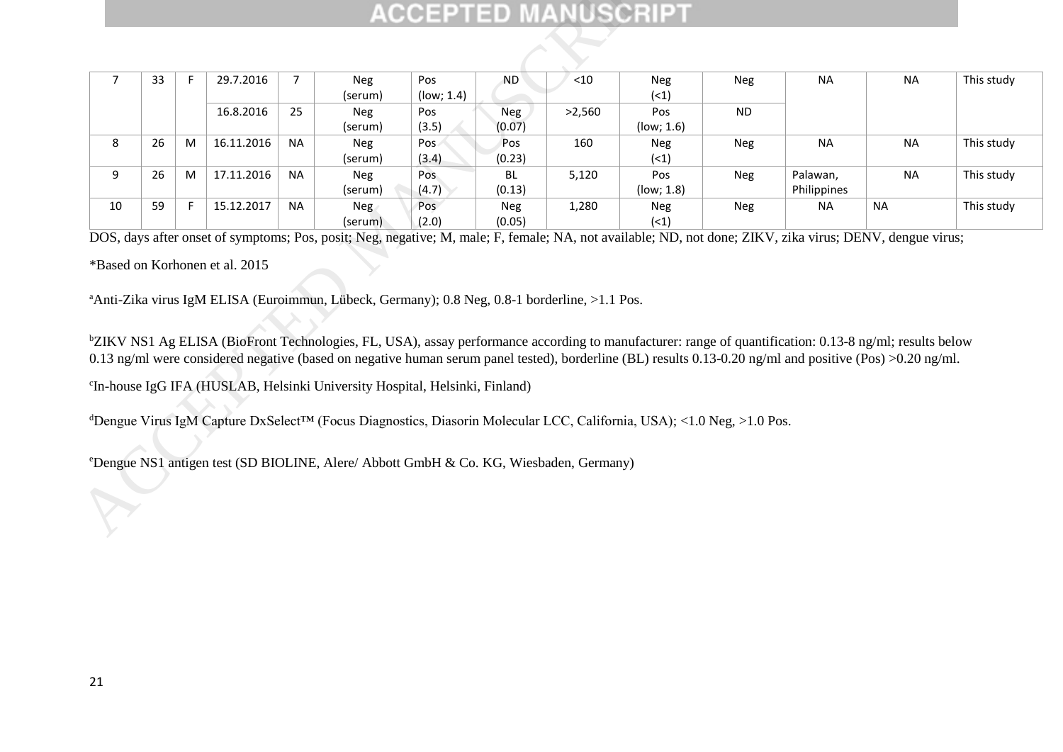| | | | | | | | | | | | | | |
|---|---|---|---|---|---|---|---|---|---|---|---|---|---|
| 7 | 33 | F | 29.7.2016 | 7 | Neg (serum) | Pos (low; 1.4) | ND | <10 | Neg (<1) | Neg | NA | NA | This study |
| | | | 16.8.2016 | 25 | Neg (serum) | Pos (3.5) | Neg (0.07) | >2,560 | Pos (low; 1.6) | ND | | | |
| 8 | 26 | M | 16.11.2016 | NA | Neg (serum) | Pos (3.4) | Pos (0.23) | 160 | Neg (<1) | Neg | NA | NA | This study |
| 9 | 26 | M | 17.11.2016 | NA | Neg (serum) | Pos (4.7) | BL (0.13) | 5,120 | Pos (low; 1.8) | Neg | Palawan, Philippines | NA | This study |
| 10 | 59 | F | 15.12.2017 | NA | Neg (serum) | Pos (2.0) | Neg (0.05) | 1,280 | Neg (<1) | Neg | NA | NA | This study |

DOS, days after onset of symptoms; Pos, posit; Neg, negative; M, male; F, female; NA, not available; ND, not done; ZIKV, zika virus; DENV, dengue virus;

*Based on Korhonen et al. 2015

[a]Anti-Zika virus IgM ELISA (Euroimmun, Lübeck, Germany); 0.8 Neg, 0.8-1 borderline, >1.1 Pos.

[b]ZIKV NS1 Ag ELISA (BioFront Technologies, FL, USA), assay performance according to manufacturer: range of quantification: 0.13-8 ng/ml; results below 0.13 ng/ml were considered negative (based on negative human serum panel tested), borderline (BL) results 0.13-0.20 ng/ml and positive (Pos) >0.20 ng/ml.

[c]In-house IgG IFA (HUSLAB, Helsinki University Hospital, Helsinki, Finland)

[d]Dengue Virus IgM Capture DxSelect™ (Focus Diagnostics, Diasorin Molecular LCC, California, USA); <1.0 Neg, >1.0 Pos.

[e]Dengue NS1 antigen test (SD BIOLINE, Alere/ Abbott GmbH & Co. KG, Wiesbaden, Germany)